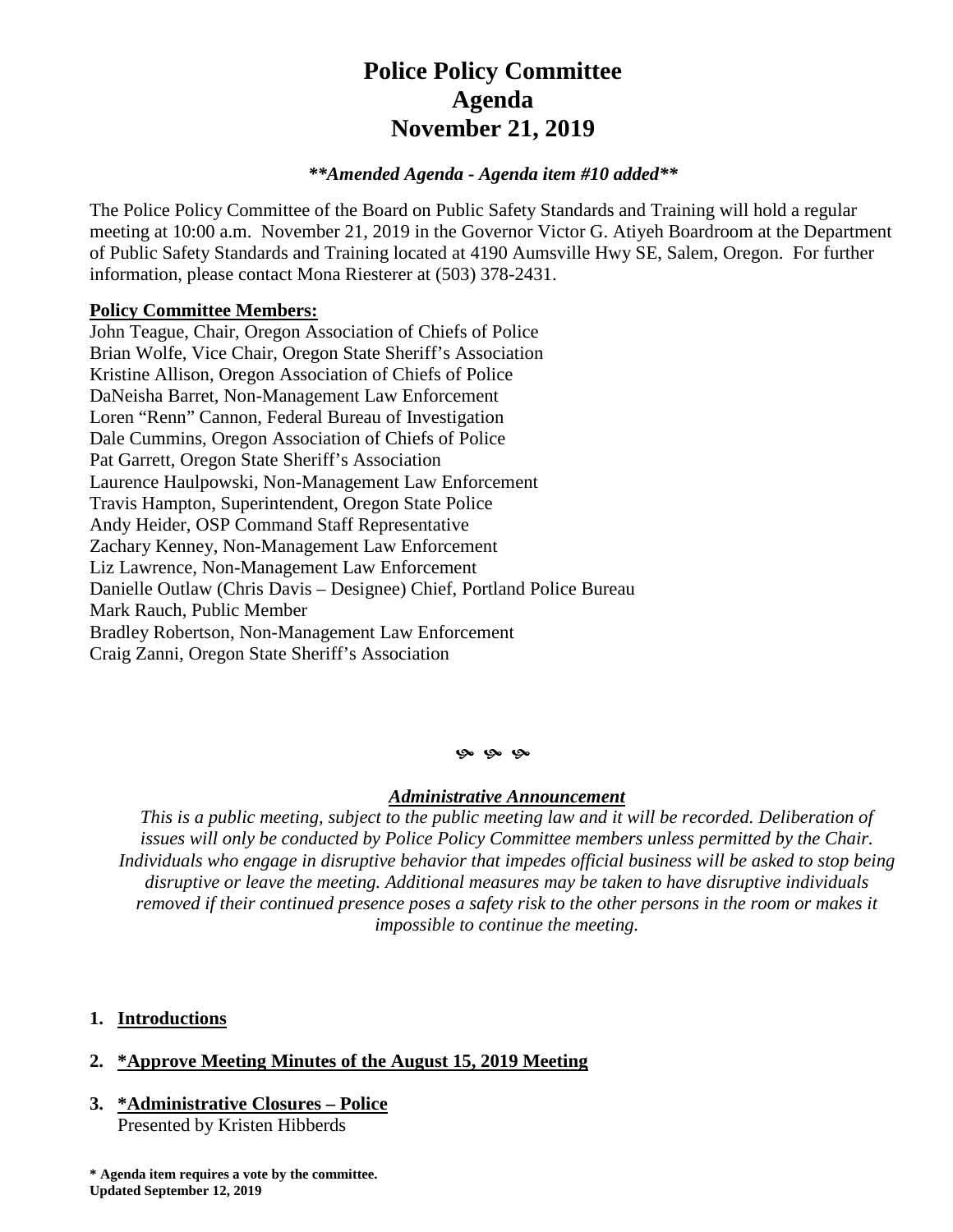# Police Policy Committee
# Agenda
# November 21, 2019

***\*\*Amended Agenda - Agenda item #10 added\*\****

The Police Policy Committee of the Board on Public Safety Standards and Training will hold a regular meeting at 10:00 a.m. November 21, 2019 in the Governor Victor G. Atiyeh Boardroom at the Department of Public Safety Standards and Training located at 4190 Aumsville Hwy SE, Salem, Oregon. For further information, please contact Mona Riesterer at (503) 378-2431.

**Policy Committee Members:**

John Teague, Chair, Oregon Association of Chiefs of Police
Brian Wolfe, Vice Chair, Oregon State Sheriff's Association
Kristine Allison, Oregon Association of Chiefs of Police
DaNeisha Barret, Non-Management Law Enforcement
Loren "Renn" Cannon, Federal Bureau of Investigation
Dale Cummins, Oregon Association of Chiefs of Police
Pat Garrett, Oregon State Sheriff's Association
Laurence Haulpowski, Non-Management Law Enforcement
Travis Hampton, Superintendent, Oregon State Police
Andy Heider, OSP Command Staff Representative
Zachary Kenney, Non-Management Law Enforcement
Liz Lawrence, Non-Management Law Enforcement
Danielle Outlaw (Chris Davis – Designee) Chief, Portland Police Bureau
Mark Rauch, Public Member
Bradley Robertson, Non-Management Law Enforcement
Craig Zanni, Oregon State Sheriff's Association

***Administrative Announcement***

*This is a public meeting, subject to the public meeting law and it will be recorded. Deliberation of issues will only be conducted by Police Policy Committee members unless permitted by the Chair. Individuals who engage in disruptive behavior that impedes official business will be asked to stop being disruptive or leave the meeting. Additional measures may be taken to have disruptive individuals removed if their continued presence poses a safety risk to the other persons in the room or makes it impossible to continue the meeting.*

1. **Introductions**

2. **\*Approve Meeting Minutes of the August 15, 2019 Meeting**

3. **\*Administrative Closures – Police**
   Presented by Kristen Hibberds

**\* Agenda item requires a vote by the committee.**
**Updated September 12, 2019**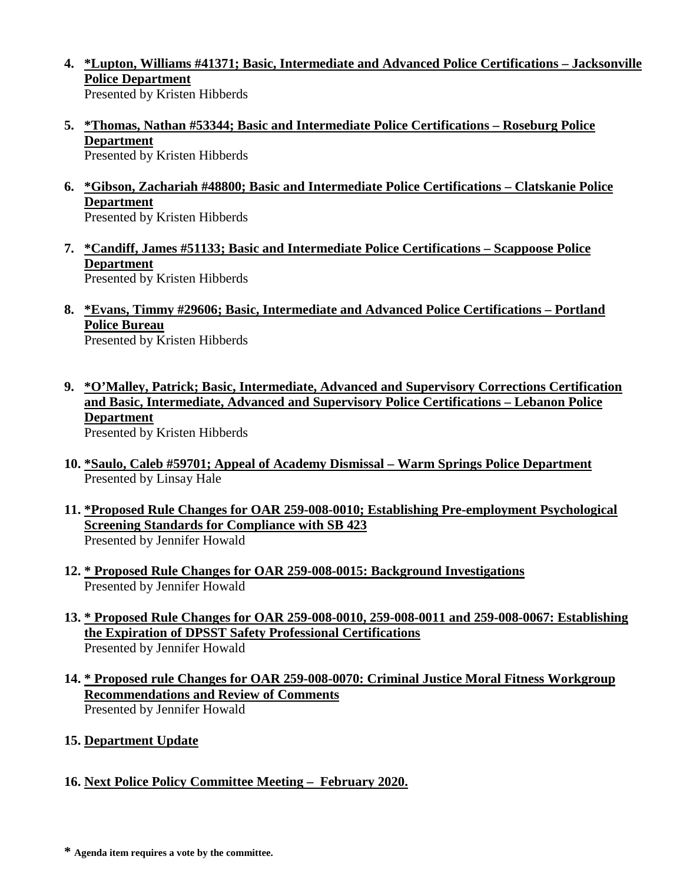4. **<u>*Lupton, Williams #41371; Basic, Intermediate and Advanced Police Certifications – Jacksonville Police Department</u>**
   Presented by Kristen Hibberds

5. **<u>*Thomas, Nathan #53344; Basic and Intermediate Police Certifications – Roseburg Police Department</u>**
   Presented by Kristen Hibberds

6. **<u>*Gibson, Zachariah #48800; Basic and Intermediate Police Certifications – Clatskanie Police Department</u>**
   Presented by Kristen Hibberds

7. **<u>*Candiff, James #51133; Basic and Intermediate Police Certifications – Scappoose Police Department</u>**
   Presented by Kristen Hibberds

8. **<u>*Evans, Timmy #29606; Basic, Intermediate and Advanced Police Certifications – Portland Police Bureau</u>**
   Presented by Kristen Hibberds

9. **<u>*O'Malley, Patrick; Basic, Intermediate, Advanced and Supervisory Corrections Certification and Basic, Intermediate, Advanced and Supervisory Police Certifications – Lebanon Police Department</u>**
   Presented by Kristen Hibberds

10. **<u>*Saulo, Caleb #59701; Appeal of Academy Dismissal – Warm Springs Police Department</u>**
    Presented by Linsay Hale

11. **<u>*Proposed Rule Changes for OAR 259-008-0010; Establishing Pre-employment Psychological Screening Standards for Compliance with SB 423</u>**
    Presented by Jennifer Howald

12. **<u>* Proposed Rule Changes for OAR 259-008-0015: Background Investigations</u>**
    Presented by Jennifer Howald

13. **<u>* Proposed Rule Changes for OAR 259-008-0010, 259-008-0011 and 259-008-0067: Establishing the Expiration of DPSST Safety Professional Certifications</u>**
    Presented by Jennifer Howald

14. **<u>* Proposed rule Changes for OAR 259-008-0070: Criminal Justice Moral Fitness Workgroup Recommendations and Review of Comments</u>**
    Presented by Jennifer Howald

15. **<u>Department Update</u>**

16. **<u>Next Police Policy Committee Meeting – February 2020.</u>**

**\* Agenda item requires a vote by the committee.**